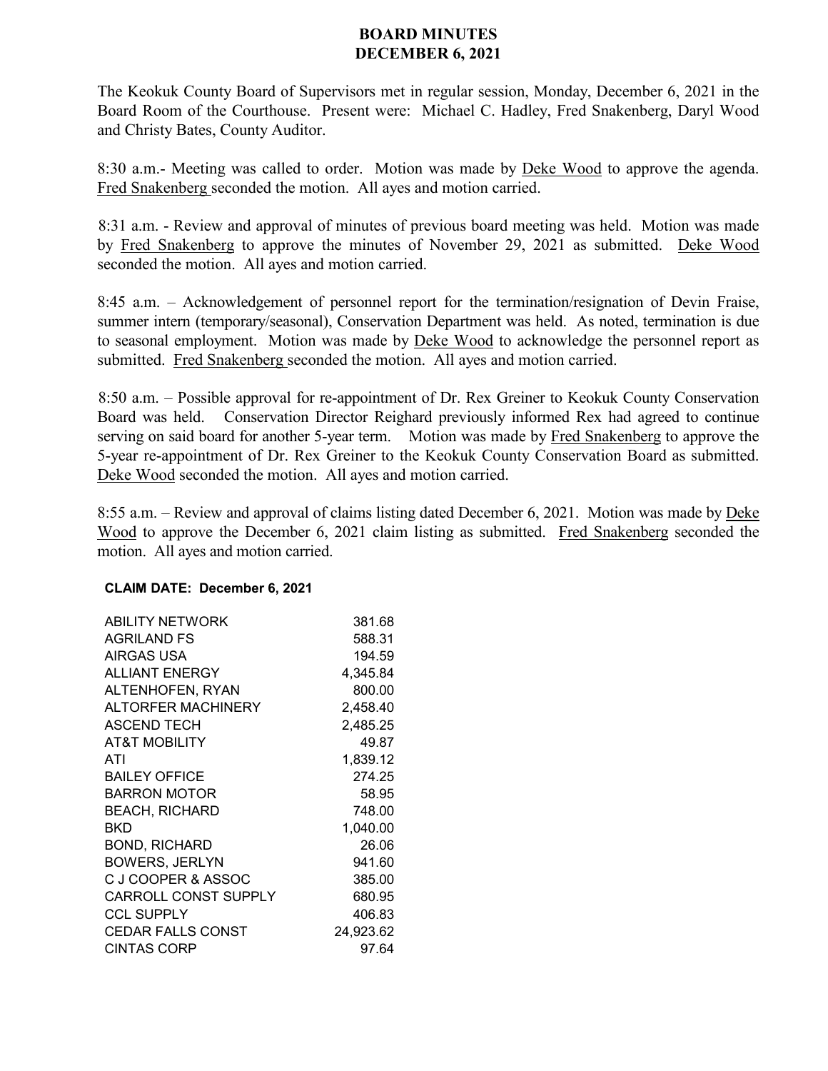# BOARD MINUTES
# DECEMBER 6, 2021

The Keokuk County Board of Supervisors met in regular session, Monday, December 6, 2021 in the Board Room of the Courthouse. Present were: Michael C. Hadley, Fred Snakenberg, Daryl Wood and Christy Bates, County Auditor.

8:30 a.m.- Meeting was called to order. Motion was made by Deke Wood to approve the agenda. Fred Snakenberg seconded the motion. All ayes and motion carried.

8:31 a.m. - Review and approval of minutes of previous board meeting was held. Motion was made by Fred Snakenberg to approve the minutes of November 29, 2021 as submitted. Deke Wood seconded the motion. All ayes and motion carried.

8:45 a.m. – Acknowledgement of personnel report for the termination/resignation of Devin Fraise, summer intern (temporary/seasonal), Conservation Department was held. As noted, termination is due to seasonal employment. Motion was made by Deke Wood to acknowledge the personnel report as submitted. Fred Snakenberg seconded the motion. All ayes and motion carried.

8:50 a.m. – Possible approval for re-appointment of Dr. Rex Greiner to Keokuk County Conservation Board was held. Conservation Director Reighard previously informed Rex had agreed to continue serving on said board for another 5-year term. Motion was made by Fred Snakenberg to approve the 5-year re-appointment of Dr. Rex Greiner to the Keokuk County Conservation Board as submitted. Deke Wood seconded the motion. All ayes and motion carried.

8:55 a.m. – Review and approval of claims listing dated December 6, 2021. Motion was made by Deke Wood to approve the December 6, 2021 claim listing as submitted. Fred Snakenberg seconded the motion. All ayes and motion carried.

**CLAIM DATE: December 6, 2021**

| | |
|---|---:|
| ABILITY NETWORK | 381.68 |
| AGRILAND FS | 588.31 |
| AIRGAS USA | 194.59 |
| ALLIANT ENERGY | 4,345.84 |
| ALTENHOFEN, RYAN | 800.00 |
| ALTORFER MACHINERY | 2,458.40 |
| ASCEND TECH | 2,485.25 |
| AT&T MOBILITY | 49.87 |
| ATI | 1,839.12 |
| BAILEY OFFICE | 274.25 |
| BARRON MOTOR | 58.95 |
| BEACH, RICHARD | 748.00 |
| BKD | 1,040.00 |
| BOND, RICHARD | 26.06 |
| BOWERS, JERLYN | 941.60 |
| C J COOPER & ASSOC | 385.00 |
| CARROLL CONST SUPPLY | 680.95 |
| CCL SUPPLY | 406.83 |
| CEDAR FALLS CONST | 24,923.62 |
| CINTAS CORP | 97.64 |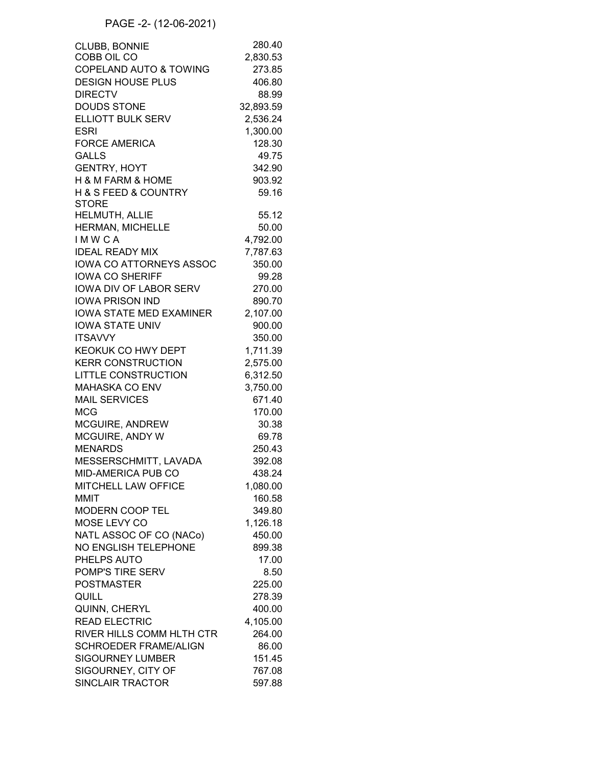PAGE -2- (12-06-2021)

| | |
|---|---|
| CLUBB, BONNIE | 280.40 |
| COBB OIL CO | 2,830.53 |
| COPELAND AUTO & TOWING | 273.85 |
| DESIGN HOUSE PLUS | 406.80 |
| DIRECTV | 88.99 |
| DOUDS STONE | 32,893.59 |
| ELLIOTT BULK SERV | 2,536.24 |
| ESRI | 1,300.00 |
| FORCE AMERICA | 128.30 |
| GALLS | 49.75 |
| GENTRY, HOYT | 342.90 |
| H & M FARM & HOME | 903.92 |
| H & S FEED & COUNTRY STORE | 59.16 |
| HELMUTH, ALLIE | 55.12 |
| HERMAN, MICHELLE | 50.00 |
| I M W C A | 4,792.00 |
| IDEAL READY MIX | 7,787.63 |
| IOWA CO ATTORNEYS ASSOC | 350.00 |
| IOWA CO SHERIFF | 99.28 |
| IOWA DIV OF LABOR SERV | 270.00 |
| IOWA PRISON IND | 890.70 |
| IOWA STATE MED EXAMINER | 2,107.00 |
| IOWA STATE UNIV | 900.00 |
| ITSAVVY | 350.00 |
| KEOKUK CO HWY DEPT | 1,711.39 |
| KERR CONSTRUCTION | 2,575.00 |
| LITTLE CONSTRUCTION | 6,312.50 |
| MAHASKA CO ENV | 3,750.00 |
| MAIL SERVICES | 671.40 |
| MCG | 170.00 |
| MCGUIRE, ANDREW | 30.38 |
| MCGUIRE, ANDY W | 69.78 |
| MENARDS | 250.43 |
| MESSERSCHMITT, LAVADA | 392.08 |
| MID-AMERICA PUB CO | 438.24 |
| MITCHELL LAW OFFICE | 1,080.00 |
| MMIT | 160.58 |
| MODERN COOP TEL | 349.80 |
| MOSE LEVY CO | 1,126.18 |
| NATL ASSOC OF CO (NACo) | 450.00 |
| NO ENGLISH TELEPHONE | 899.38 |
| PHELPS AUTO | 17.00 |
| POMP'S TIRE SERV | 8.50 |
| POSTMASTER | 225.00 |
| QUILL | 278.39 |
| QUINN, CHERYL | 400.00 |
| READ ELECTRIC | 4,105.00 |
| RIVER HILLS COMM HLTH CTR | 264.00 |
| SCHROEDER FRAME/ALIGN | 86.00 |
| SIGOURNEY LUMBER | 151.45 |
| SIGOURNEY, CITY OF | 767.08 |
| SINCLAIR TRACTOR | 597.88 |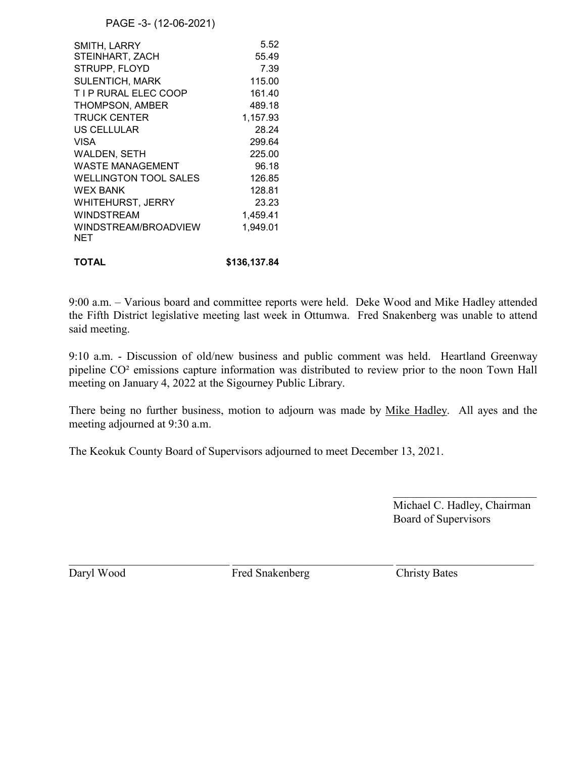| | |
|---|---|
| SMITH, LARRY | 5.52 |
| STEINHART, ZACH | 55.49 |
| STRUPP, FLOYD | 7.39 |
| SULENTICH, MARK | 115.00 |
| T I P RURAL ELEC COOP | 161.40 |
| THOMPSON, AMBER | 489.18 |
| TRUCK CENTER | 1,157.93 |
| US CELLULAR | 28.24 |
| VISA | 299.64 |
| WALDEN, SETH | 225.00 |
| WASTE MANAGEMENT | 96.18 |
| WELLINGTON TOOL SALES | 126.85 |
| WEX BANK | 128.81 |
| WHITEHURST, JERRY | 23.23 |
| WINDSTREAM | 1,459.41 |
| WINDSTREAM/BROADVIEW NET | 1,949.01 |
| **TOTAL** | **$136,137.84** |

9:00 a.m. – Various board and committee reports were held. Deke Wood and Mike Hadley attended the Fifth District legislative meeting last week in Ottumwa. Fred Snakenberg was unable to attend said meeting.

9:10 a.m. - Discussion of old/new business and public comment was held. Heartland Greenway pipeline $CO^2$ emissions capture information was distributed to review prior to the noon Town Hall meeting on January 4, 2022 at the Sigourney Public Library.

There being no further business, motion to adjourn was made by <u>Mike Hadley</u>. All ayes and the meeting adjourned at 9:30 a.m.

The Keokuk County Board of Supervisors adjourned to meet December 13, 2021.

\_\_\_\_\_\_\_\_\_\_\_\_\_\_\_\_\_\_\_\_\_\_\_\_\_\_
Michael C. Hadley, Chairman
Board of Supervisors

Daryl Wood | Fred Snakenberg | Christy Bates